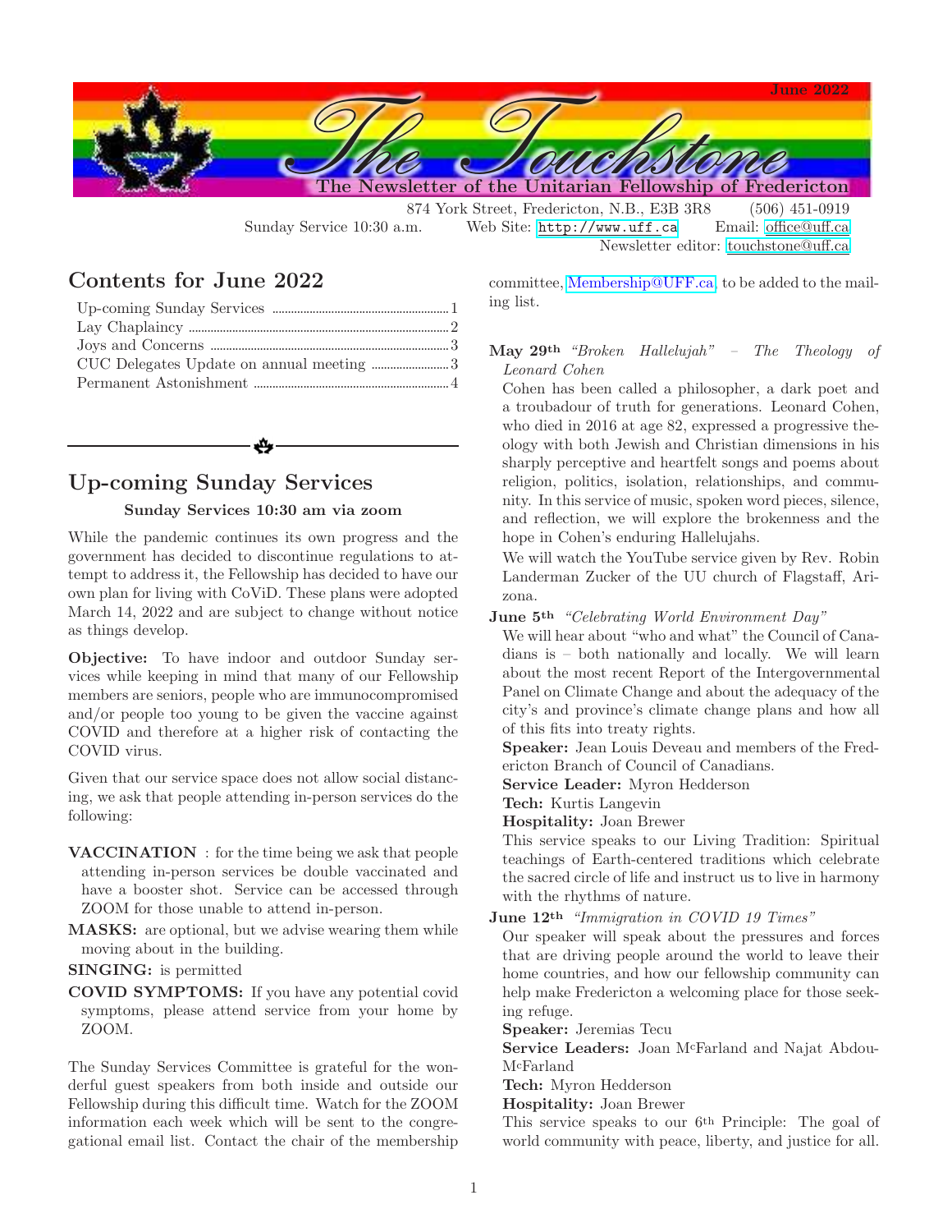# The Touchstone

June 2022

The Newsletter of the Unitarian Fellowship of Fredericton

874 York Street, Fredericton, N.B., E3B 3R8 (506) 451-0919

Sunday Service 10:30 a.m. Web Site: http://www.uff.ca Email: office@uff.ca

Newsletter editor: touchstone@uff.ca

## Contents for June 2022

- Up-coming Sunday Services ... 1
- Lay Chaplaincy ... 2
- Joys and Concerns ... 3
- CUC Delegates Update on annual meeting ... 3
- Permanent Astonishment ... 4

## Up-coming Sunday Services

**Sunday Services 10:30 am via zoom**

While the pandemic continues its own progress and the government has decided to discontinue regulations to attempt to address it, the Fellowship has decided to have our own plan for living with CoViD. These plans were adopted March 14, 2022 and are subject to change without notice as things develop.

**Objective:** To have indoor and outdoor Sunday services while keeping in mind that many of our Fellowship members are seniors, people who are immunocompromised and/or people too young to be given the vaccine against COVID and therefore at a higher risk of contacting the COVID virus.

Given that our service space does not allow social distancing, we ask that people attending in-person services do the following:

**VACCINATION** : for the time being we ask that people attending in-person services be double vaccinated and have a booster shot. Service can be accessed through ZOOM for those unable to attend in-person.

**MASKS:** are optional, but we advise wearing them while moving about in the building.

**SINGING:** is permitted

**COVID SYMPTOMS:** If you have any potential covid symptoms, please attend service from your home by ZOOM.

The Sunday Services Committee is grateful for the wonderful guest speakers from both inside and outside our Fellowship during this difficult time. Watch for the ZOOM information each week which will be sent to the congregational email list. Contact the chair of the membership committee, Membership@UFF.ca, to be added to the mailing list.

**May 29th** *"Broken Hallelujah" – The Theology of Leonard Cohen*

Cohen has been called a philosopher, a dark poet and a troubadour of truth for generations. Leonard Cohen, who died in 2016 at age 82, expressed a progressive theology with both Jewish and Christian dimensions in his sharply perceptive and heartfelt songs and poems about religion, politics, isolation, relationships, and community. In this service of music, spoken word pieces, silence, and reflection, we will explore the brokenness and the hope in Cohen's enduring Hallelujahs.

We will watch the YouTube service given by Rev. Robin Landerman Zucker of the UU church of Flagstaff, Arizona.

**June 5th** *"Celebrating World Environment Day"*

We will hear about "who and what" the Council of Canadians is – both nationally and locally. We will learn about the most recent Report of the Intergovernmental Panel on Climate Change and about the adequacy of the city's and province's climate change plans and how all of this fits into treaty rights.

**Speaker:** Jean Louis Deveau and members of the Fredericton Branch of Council of Canadians.

**Service Leader:** Myron Hedderson

**Tech:** Kurtis Langevin

**Hospitality:** Joan Brewer

This service speaks to our Living Tradition: Spiritual teachings of Earth-centered traditions which celebrate the sacred circle of life and instruct us to live in harmony with the rhythms of nature.

**June 12th** *"Immigration in COVID 19 Times"*

Our speaker will speak about the pressures and forces that are driving people around the world to leave their home countries, and how our fellowship community can help make Fredericton a welcoming place for those seeking refuge.

**Speaker:** Jeremias Tecu

**Service Leaders:** Joan McFarland and Najat Abdou-McFarland

**Tech:** Myron Hedderson

**Hospitality:** Joan Brewer

This service speaks to our 6th Principle: The goal of world community with peace, liberty, and justice for all.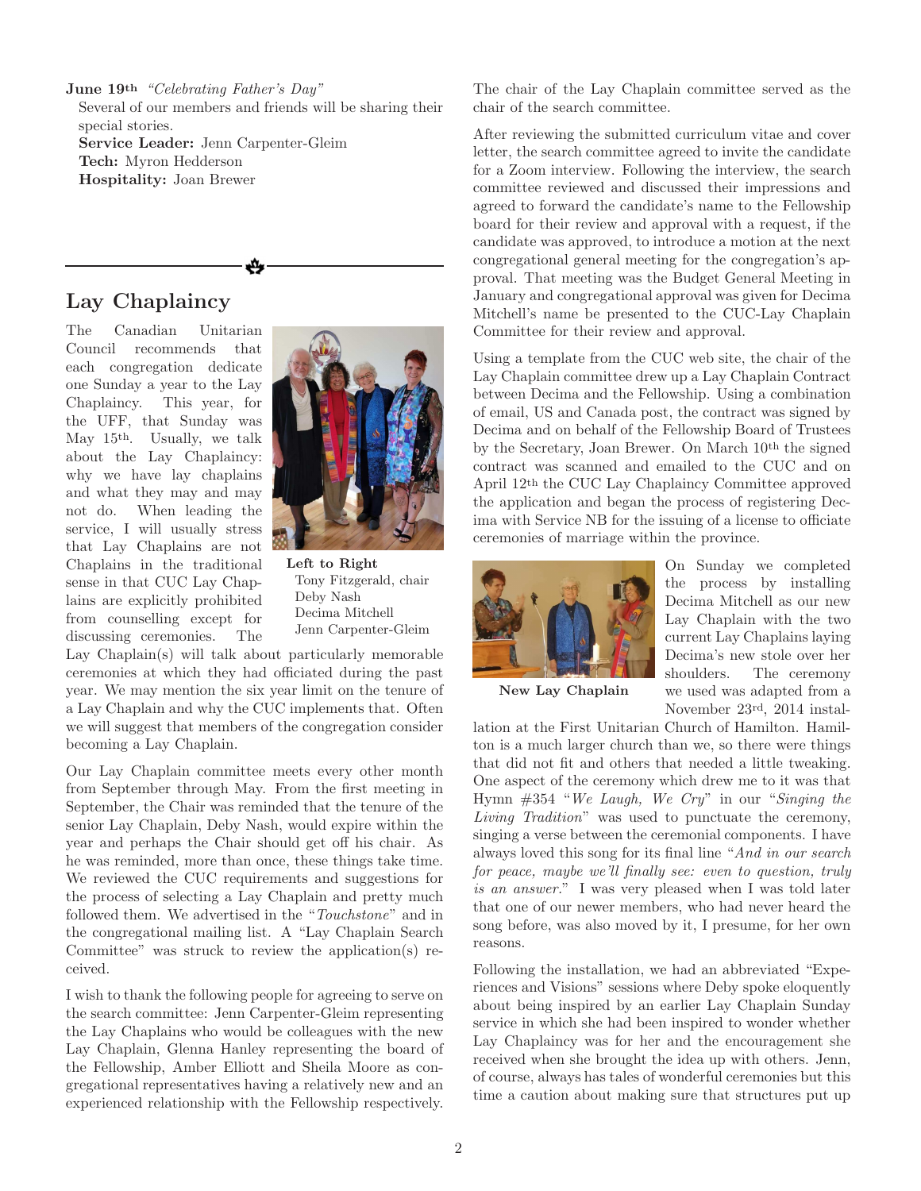**June 19th** *"Celebrating Father's Day"*

Several of our members and friends will be sharing their special stories.

**Service Leader:** Jenn Carpenter-Gleim
**Tech:** Myron Hedderson
**Hospitality:** Joan Brewer

## Lay Chaplaincy

The Canadian Unitarian Council recommends that each congregation dedicate one Sunday a year to the Lay Chaplaincy. This year, for the UFF, that Sunday was May 15th. Usually, we talk about the Lay Chaplaincy: why we have lay chaplains and what they may and may not do. When leading the service, I will usually stress that Lay Chaplains are not Chaplains in the traditional sense in that CUC Lay Chaplains are explicitly prohibited from counselling except for discussing ceremonies. The Lay Chaplain(s) will talk about particularly memorable ceremonies at which they had officiated during the past year. We may mention the six year limit on the tenure of a Lay Chaplain and why the CUC implements that. Often we will suggest that members of the congregation consider becoming a Lay Chaplain.

**Left to Right**
Tony Fitzgerald, chair
Deby Nash
Decima Mitchell
Jenn Carpenter-Gleim

Our Lay Chaplain committee meets every other month from September through May. From the first meeting in September, the Chair was reminded that the tenure of the senior Lay Chaplain, Deby Nash, would expire within the year and perhaps the Chair should get off his chair. As he was reminded, more than once, these things take time. We reviewed the CUC requirements and suggestions for the process of selecting a Lay Chaplain and pretty much followed them. We advertised in the "*Touchstone*" and in the congregational mailing list. A "Lay Chaplain Search Committee" was struck to review the application(s) received.

I wish to thank the following people for agreeing to serve on the search committee: Jenn Carpenter-Gleim representing the Lay Chaplains who would be colleagues with the new Lay Chaplain, Glenna Hanley representing the board of the Fellowship, Amber Elliott and Sheila Moore as congregational representatives having a relatively new and an experienced relationship with the Fellowship respectively. The chair of the Lay Chaplain committee served as the chair of the search committee.

After reviewing the submitted curriculum vitae and cover letter, the search committee agreed to invite the candidate for a Zoom interview. Following the interview, the search committee reviewed and discussed their impressions and agreed to forward the candidate's name to the Fellowship board for their review and approval with a request, if the candidate was approved, to introduce a motion at the next congregational general meeting for the congregation's approval. That meeting was the Budget General Meeting in January and congregational approval was given for Decima Mitchell's name be presented to the CUC-Lay Chaplain Committee for their review and approval.

Using a template from the CUC web site, the chair of the Lay Chaplain committee drew up a Lay Chaplain Contract between Decima and the Fellowship. Using a combination of email, US and Canada post, the contract was signed by Decima and on behalf of the Fellowship Board of Trustees by the Secretary, Joan Brewer. On March 10th the signed contract was scanned and emailed to the CUC and on April 12th the CUC Lay Chaplaincy Committee approved the application and began the process of registering Decima with Service NB for the issuing of a license to officiate ceremonies of marriage within the province.

**New Lay Chaplain**

On Sunday we completed the process by installing Decima Mitchell as our new Lay Chaplain with the two current Lay Chaplains laying Decima's new stole over her shoulders. The ceremony we used was adapted from a November 23rd, 2014 installation at the First Unitarian Church of Hamilton. Hamilton is a much larger church than we, so there were things that did not fit and others that needed a little tweaking. One aspect of the ceremony which drew me to it was that Hymn #354 "*We Laugh, We Cry*" in our "*Singing the Living Tradition*" was used to punctuate the ceremony, singing a verse between the ceremonial components. I have always loved this song for its final line "*And in our search for peace, maybe we'll finally see: even to question, truly is an answer.*" I was very pleased when I was told later that one of our newer members, who had never heard the song before, was also moved by it, I presume, for her own reasons.

Following the installation, we had an abbreviated "Experiences and Visions" sessions where Deby spoke eloquently about being inspired by an earlier Lay Chaplain Sunday service in which she had been inspired to wonder whether Lay Chaplaincy was for her and the encouragement she received when she brought the idea up with others. Jenn, of course, always has tales of wonderful ceremonies but this time a caution about making sure that structures put up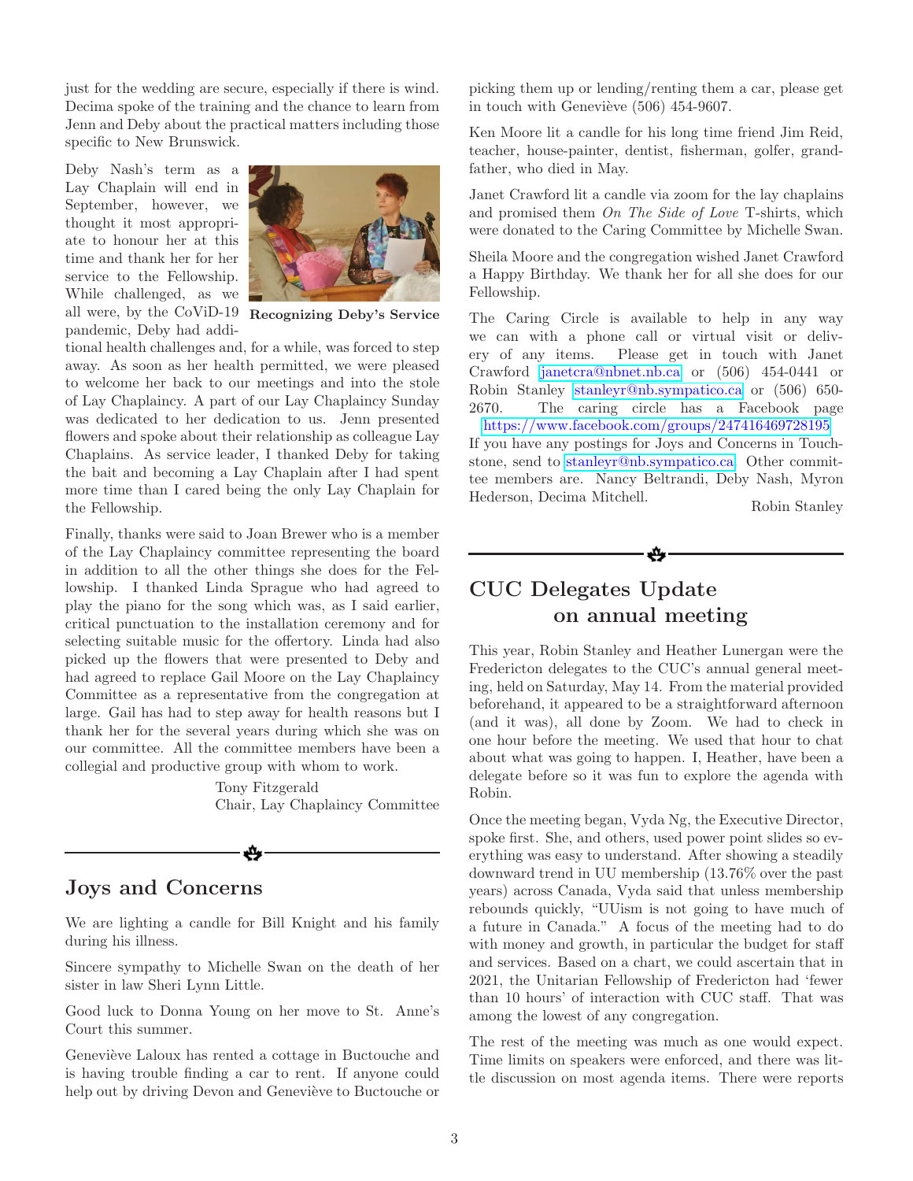just for the wedding are secure, especially if there is wind. Decima spoke of the training and the chance to learn from Jenn and Deby about the practical matters including those specific to New Brunswick.

Deby Nash's term as a Lay Chaplain will end in September, however, we thought it most appropriate to honour her at this time and thank her for her service to the Fellowship. While challenged, as we all were, by the CoViD-19 pandemic, Deby had additional health challenges and, for a while, was forced to step away. As soon as her health permitted, we were pleased to welcome her back to our meetings and into the stole of Lay Chaplaincy. A part of our Lay Chaplaincy Sunday was dedicated to her dedication to us. Jenn presented flowers and spoke about their relationship as colleague Lay Chaplains. As service leader, I thanked Deby for taking the bait and becoming a Lay Chaplain after I had spent more time than I cared being the only Lay Chaplain for the Fellowship.

**Recognizing Deby's Service**

Finally, thanks were said to Joan Brewer who is a member of the Lay Chaplaincy committee representing the board in addition to all the other things she does for the Fellowship. I thanked Linda Sprague who had agreed to play the piano for the song which was, as I said earlier, critical punctuation to the installation ceremony and for selecting suitable music for the offertory. Linda had also picked up the flowers that were presented to Deby and had agreed to replace Gail Moore on the Lay Chaplaincy Committee as a representative from the congregation at large. Gail has had to step away for health reasons but I thank her for the several years during which she was on our committee. All the committee members have been a collegial and productive group with whom to work.

Tony Fitzgerald
Chair, Lay Chaplaincy Committee

## Joys and Concerns

We are lighting a candle for Bill Knight and his family during his illness.

Sincere sympathy to Michelle Swan on the death of her sister in law Sheri Lynn Little.

Good luck to Donna Young on her move to St. Anne's Court this summer.

Geneviève Laloux has rented a cottage in Buctouche and is having trouble finding a car to rent. If anyone could help out by driving Devon and Geneviève to Buctouche or picking them up or lending/renting them a car, please get in touch with Geneviève (506) 454-9607.

Ken Moore lit a candle for his long time friend Jim Reid, teacher, house-painter, dentist, fisherman, golfer, grandfather, who died in May.

Janet Crawford lit a candle via zoom for the lay chaplains and promised them *On The Side of Love* T-shirts, which were donated to the Caring Committee by Michelle Swan.

Sheila Moore and the congregation wished Janet Crawford a Happy Birthday. We thank her for all she does for our Fellowship.

The Caring Circle is available to help in any way we can with a phone call or virtual visit or delivery of any items. Please get in touch with Janet Crawford janetcra@nbnet.nb.ca or (506) 454-0441 or Robin Stanley stanleyr@nb.sympatico.ca or (506) 650-2670. The caring circle has a Facebook page https://www.facebook.com/groups/247416469728195 If you have any postings for Joys and Concerns in Touchstone, send to stanleyr@nb.sympatico.ca. Other committee members are. Nancy Beltrandi, Deby Nash, Myron Hederson, Decima Mitchell.

Robin Stanley

## CUC Delegates Update on annual meeting

This year, Robin Stanley and Heather Lunergan were the Fredericton delegates to the CUC's annual general meeting, held on Saturday, May 14. From the material provided beforehand, it appeared to be a straightforward afternoon (and it was), all done by Zoom. We had to check in one hour before the meeting. We used that hour to chat about what was going to happen. I, Heather, have been a delegate before so it was fun to explore the agenda with Robin.

Once the meeting began, Vyda Ng, the Executive Director, spoke first. She, and others, used power point slides so everything was easy to understand. After showing a steadily downward trend in UU membership (13.76% over the past years) across Canada, Vyda said that unless membership rebounds quickly, "UUism is not going to have much of a future in Canada." A focus of the meeting had to do with money and growth, in particular the budget for staff and services. Based on a chart, we could ascertain that in 2021, the Unitarian Fellowship of Fredericton had 'fewer than 10 hours' of interaction with CUC staff. That was among the lowest of any congregation.

The rest of the meeting was much as one would expect. Time limits on speakers were enforced, and there was little discussion on most agenda items. There were reports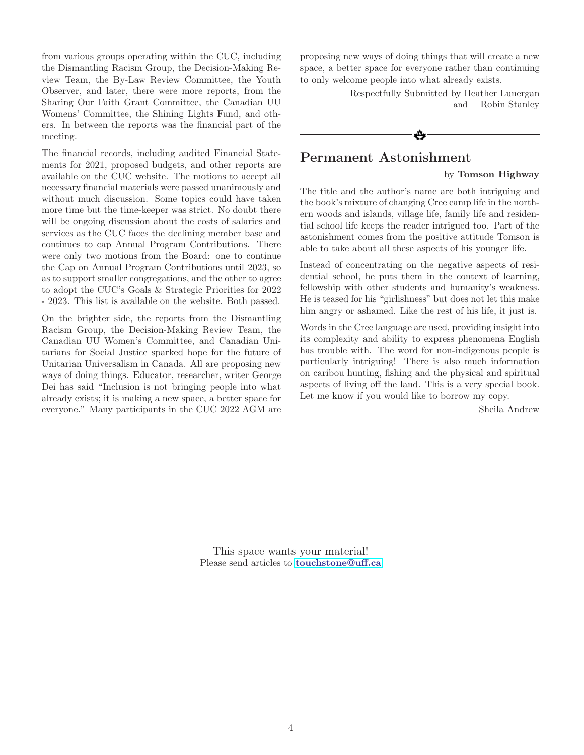from various groups operating within the CUC, including the Dismantling Racism Group, the Decision-Making Review Team, the By-Law Review Committee, the Youth Observer, and later, there were more reports, from the Sharing Our Faith Grant Committee, the Canadian UU Womens' Committee, the Shining Lights Fund, and others. In between the reports was the financial part of the meeting.

The financial records, including audited Financial Statements for 2021, proposed budgets, and other reports are available on the CUC website. The motions to accept all necessary financial materials were passed unanimously and without much discussion. Some topics could have taken more time but the time-keeper was strict. No doubt there will be ongoing discussion about the costs of salaries and services as the CUC faces the declining member base and continues to cap Annual Program Contributions. There were only two motions from the Board: one to continue the Cap on Annual Program Contributions until 2023, so as to support smaller congregations, and the other to agree to adopt the CUC's Goals & Strategic Priorities for 2022 - 2023. This list is available on the website. Both passed.

On the brighter side, the reports from the Dismantling Racism Group, the Decision-Making Review Team, the Canadian UU Women's Committee, and Canadian Unitarians for Social Justice sparked hope for the future of Unitarian Universalism in Canada. All are proposing new ways of doing things. Educator, researcher, writer George Dei has said "Inclusion is not bringing people into what already exists; it is making a new space, a better space for everyone." Many participants in the CUC 2022 AGM are proposing new ways of doing things that will create a new space, a better space for everyone rather than continuing to only welcome people into what already exists.

Respectfully Submitted by Heather Lunergan and Robin Stanley

## Permanent Astonishment

by **Tomson Highway**

The title and the author's name are both intriguing and the book's mixture of changing Cree camp life in the northern woods and islands, village life, family life and residential school life keeps the reader intrigued too. Part of the astonishment comes from the positive attitude Tomson is able to take about all these aspects of his younger life.

Instead of concentrating on the negative aspects of residential school, he puts them in the context of learning, fellowship with other students and humanity's weakness. He is teased for his "girlishness" but does not let this make him angry or ashamed. Like the rest of his life, it just is.

Words in the Cree language are used, providing insight into its complexity and ability to express phenomena English has trouble with. The word for non-indigenous people is particularly intriguing! There is also much information on caribou hunting, fishing and the physical and spiritual aspects of living off the land. This is a very special book. Let me know if you would like to borrow my copy.

Sheila Andrew

This space wants your material!
Please send articles to **touchstone@uff.ca**